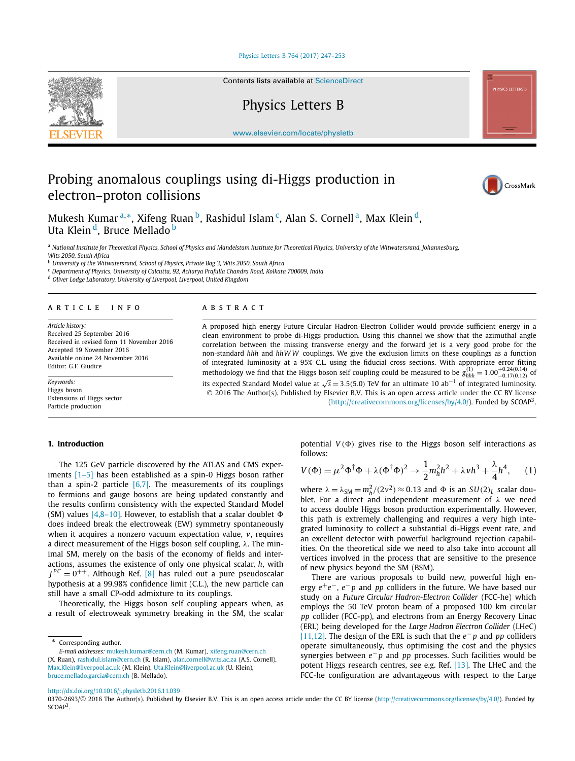Contents lists available at ScienceDirect

# Physics Letters B

www.elsevier.com/locate/physletb

# Probing anomalous couplings using di-Higgs production in electron–proton collisions

Mukesh Kumar [a,*], Xifeng Ruan [b], Rashidul Islam [c], Alan S. Cornell [a], Max Klein [d], Uta Klein [d], Bruce Mellado [b]

[a] National Institute for Theoretical Physics, School of Physics and Mandelstam Institute for Theoretical Physics, University of the Witwatersrand, Johannesburg, Wits 2050, South Africa
[b] University of the Witwatersrand, School of Physics, Private Bag 3, Wits 2050, South Africa
[c] Department of Physics, University of Calcutta, 92, Acharya Prafulla Chandra Road, Kolkata 700009, India
[d] Oliver Lodge Laboratory, University of Liverpool, Liverpool, United Kingdom

## ARTICLE INFO

*Article history:*
Received 25 September 2016
Received in revised form 11 November 2016
Accepted 19 November 2016
Available online 24 November 2016
Editor: G.F. Giudice

*Keywords:*
Higgs boson
Extensions of Higgs sector
Particle production

## ABSTRACT

A proposed high energy Future Circular Hadron-Electron Collider would provide sufficient energy in a clean environment to probe di-Higgs production. Using this channel we show that the azimuthal angle correlation between the missing transverse energy and the forward jet is a very good probe for the non-standard $hhh$ and $hhWW$ couplings. We give the exclusion limits on these couplings as a function of integrated luminosity at a 95% C.L. using the fiducial cross sections. With appropriate error fitting methodology we find that the Higgs boson self coupling could be measured to be $g^{(1)}_{hhh} = 1.00^{+0.24(0.14)}_{-0.17(0.12)}$ of its expected Standard Model value at $\sqrt{s} = 3.5(5.0)$ TeV for an ultimate 10 ab$^{-1}$ of integrated luminosity.

© 2016 The Author(s). Published by Elsevier B.V. This is an open access article under the CC BY license (http://creativecommons.org/licenses/by/4.0/). Funded by SCOAP[3].

## 1. Introduction

The 125 GeV particle discovered by the ATLAS and CMS experiments [1–5] has been established as a spin-0 Higgs boson rather than a spin-2 particle [6,7]. The measurements of its couplings to fermions and gauge bosons are being updated constantly and the results confirm consistency with the expected Standard Model (SM) values [4,8–10]. However, to establish that a scalar doublet $\Phi$ does indeed break the electroweak (EW) symmetry spontaneously when it acquires a nonzero vacuum expectation value, $v$, requires a direct measurement of the Higgs boson self coupling, $\lambda$. The minimal SM, merely on the basis of the economy of fields and interactions, assumes the existence of only one physical scalar, $h$, with $J^{PC} = 0^{++}$. Although Ref. [8] has ruled out a pure pseudoscalar hypothesis at a 99.98% confidence limit (C.L.), the new particle can still have a small CP-odd admixture to its couplings.

Theoretically, the Higgs boson self coupling appears when, as a result of electroweak symmetry breaking in the SM, the scalar potential $V(\Phi)$ gives rise to the Higgs boson self interactions as follows:

$$V(\Phi) = \mu^2 \Phi^\dagger \Phi + \lambda (\Phi^\dagger \Phi)^2 \to \frac{1}{2} m_h^2 h^2 + \lambda v h^3 + \frac{\lambda}{4} h^4, \quad (1)$$

where $\lambda = \lambda_{\rm SM} = m_h^2/(2v^2) \approx 0.13$ and $\Phi$ is an $SU(2)_L$ scalar doublet. For a direct and independent measurement of $\lambda$ we need to access double Higgs boson production experimentally. However, this path is extremely challenging and requires a very high integrated luminosity to collect a substantial di-Higgs event rate, and an excellent detector with powerful background rejection capabilities. On the theoretical side we need to also take into account all vertices involved in the process that are sensitive to the presence of new physics beyond the SM (BSM).

There are various proposals to build new, powerful high energy $e^+e^-$, $e^-p$ and $pp$ colliders in the future. We have based our study on a *Future Circular Hadron-Electron Collider* (FCC-he) which employs the 50 TeV proton beam of a proposed 100 km circular $pp$ collider (FCC-pp), and electrons from an Energy Recovery Linac (ERL) being developed for the *Large Hadron Electron Collider* (LHeC) [11,12]. The design of the ERL is such that the $e^-p$ and $pp$ colliders operate simultaneously, thus optimising the cost and the physics synergies between $e^-p$ and $pp$ processes. Such facilities would be potent Higgs research centres, see e.g. Ref. [13]. The LHeC and the FCC-he configuration are advantageous with respect to the Large

---

* Corresponding author.
*E-mail addresses:* mukesh.kumar@cern.ch (M. Kumar), xifeng.ruan@cern.ch (X. Ruan), rashidul.islam@cern.ch (R. Islam), alan.cornell@wits.ac.za (A.S. Cornell), Max.Klein@liverpool.ac.uk (M. Klein), Uta.Klein@liverpool.ac.uk (U. Klein), bruce.mellado.garcia@cern.ch (B. Mellado).

http://dx.doi.org/10.1016/j.physletb.2016.11.039
0370-2693/© 2016 The Author(s). Published by Elsevier B.V. This is an open access article under the CC BY license (http://creativecommons.org/licenses/by/4.0/). Funded by SCOAP[3].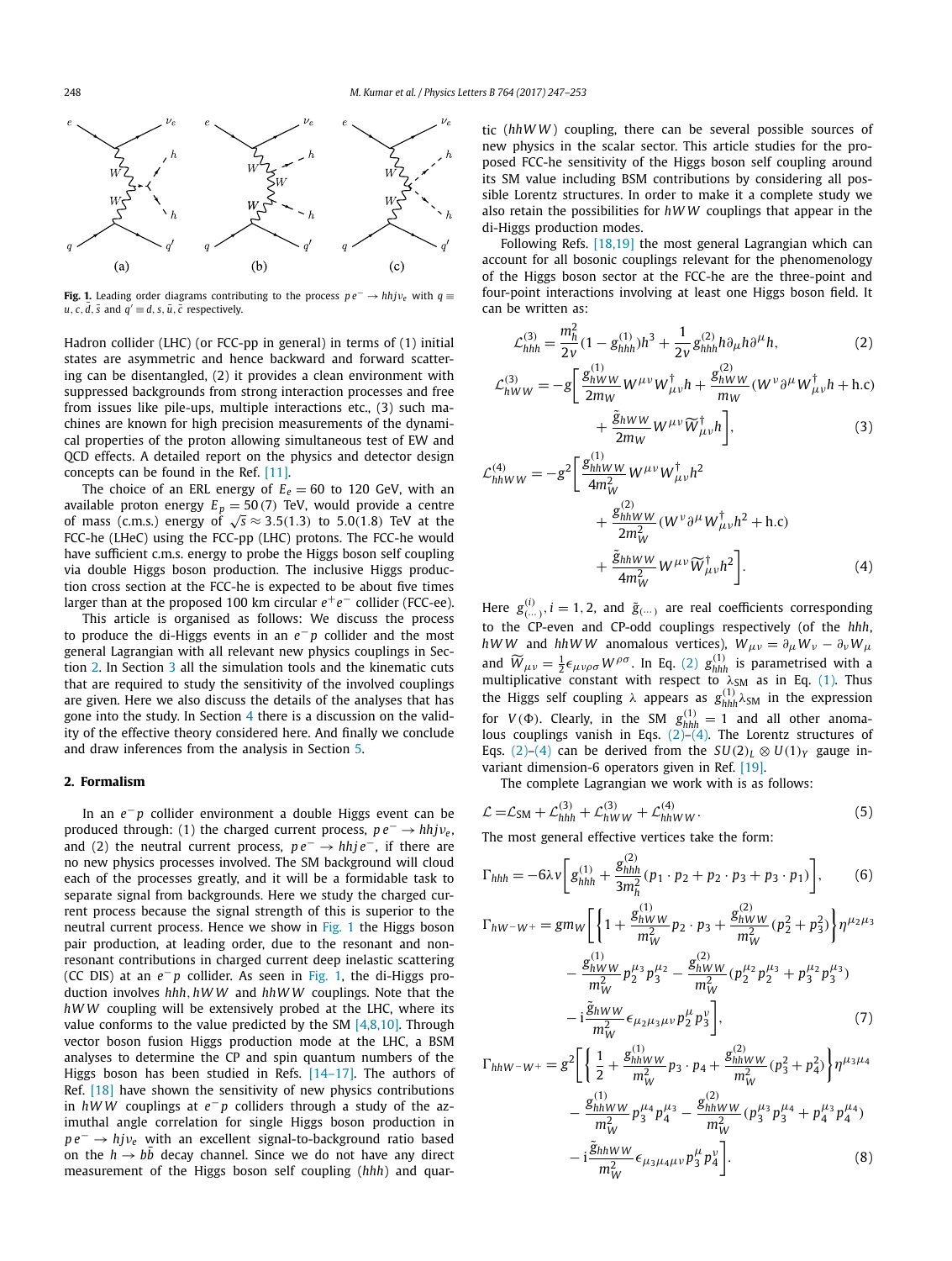**Fig. 1.** Leading order diagrams contributing to the process $pe^- \to hhj\nu_e$ with $q \equiv u, c, \bar{d}, \bar{s}$ and $q' \equiv d, s, \bar{u}, \bar{c}$ respectively.

Hadron collider (LHC) (or FCC-pp in general) in terms of (1) initial states are asymmetric and hence backward and forward scattering can be disentangled, (2) it provides a clean environment with suppressed backgrounds from strong interaction processes and free from issues like pile-ups, multiple interactions etc., (3) such machines are known for high precision measurements of the dynamical properties of the proton allowing simultaneous test of EW and QCD effects. A detailed report on the physics and detector design concepts can be found in the Ref. [11].

The choice of an ERL energy of $E_e = 60$ to 120 GeV, with an available proton energy $E_p = 50(7)$ TeV, would provide a centre of mass (c.m.s.) energy of $\sqrt{s} \approx 3.5(1.3)$ to $5.0(1.8)$ TeV at the FCC-he (LHeC) using the FCC-pp (LHC) protons. The FCC-he would have sufficient c.m.s. energy to probe the Higgs boson self coupling via double Higgs boson production. The inclusive Higgs production cross section at the FCC-he is expected to be about five times larger than at the proposed 100 km circular $e^+e^-$ collider (FCC-ee).

This article is organised as follows: We discuss the process to produce the di-Higgs events in an $e^-p$ collider and the most general Lagrangian with all relevant new physics couplings in Section 2. In Section 3 all the simulation tools and the kinematic cuts that are required to study the sensitivity of the involved couplings are given. Here we also discuss the details of the analyses that has gone into the study. In Section 4 there is a discussion on the validity of the effective theory considered here. And finally we conclude and draw inferences from the analysis in Section 5.

## 2. Formalism

In an $e^-p$ collider environment a double Higgs event can be produced through: (1) the charged current process, $pe^- \to hhj\nu_e$, and (2) the neutral current process, $pe^- \to hhje^-$, if there are no new physics processes involved. The SM background will cloud each of the processes greatly, and it will be a formidable task to separate signal from backgrounds. Here we study the charged current process because the signal strength of this is superior to the neutral current process. Hence we show in Fig. 1 the Higgs boson pair production, at leading order, due to the resonant and non-resonant contributions in charged current deep inelastic scattering (CC DIS) at an $e^-p$ collider. As seen in Fig. 1, the di-Higgs production involves $hhh, hWW$ and $hhWW$ couplings. Note that the $hWW$ coupling will be extensively probed at the LHC, where its value conforms to the value predicted by the SM [4,8,10]. Through vector boson fusion Higgs production mode at the LHC, a BSM analyses to determine the CP and spin quantum numbers of the Higgs boson has been studied in Refs. [14–17]. The authors of Ref. [18] have shown the sensitivity of new physics contributions in $hWW$ couplings at $e^-p$ colliders through a study of the azimuthal angle correlation for single Higgs boson production in $pe^- \to hj\nu_e$ with an excellent signal-to-background ratio based on the $h \to b\bar{b}$ decay channel. Since we do not have any direct measurement of the Higgs boson self coupling ($hhh$) and quartic ($hhWW$) coupling, there can be several possible sources of new physics in the scalar sector. This article studies for the proposed FCC-he sensitivity of the Higgs boson self coupling around its SM value including BSM contributions by considering all possible Lorentz structures. In order to make it a complete study we also retain the possibilities for $hWW$ couplings that appear in the di-Higgs production modes.

Following Refs. [18,19] the most general Lagrangian which can account for all bosonic couplings relevant for the phenomenology of the Higgs boson sector at the FCC-he are the three-point and four-point interactions involving at least one Higgs boson field. It can be written as:

$$\mathcal{L}^{(3)}_{hhh} = \frac{m_h^2}{2v}(1 - g^{(1)}_{hhh})h^3 + \frac{1}{2v} g^{(2)}_{hhh} h\partial_\mu h \partial^\mu h, \tag{2}$$

$$\mathcal{L}^{(3)}_{hWW} = -g\left[\frac{g^{(1)}_{hWW}}{2m_W} W^{\mu\nu}W^\dagger_{\mu\nu}h + \frac{g^{(2)}_{hWW}}{m_W}(W^\nu \partial^\mu W^\dagger_{\mu\nu}h + \text{h.c}) + \frac{\tilde{g}_{hWW}}{2m_W} W^{\mu\nu}\widetilde{W}^\dagger_{\mu\nu}h\right], \tag{3}$$

$$\mathcal{L}^{(4)}_{hhWW} = -g^2\left[\frac{g^{(1)}_{hhWW}}{4m_W^2} W^{\mu\nu}W^\dagger_{\mu\nu}h^2 + \frac{g^{(2)}_{hhWW}}{2m_W^2}(W^\nu \partial^\mu W^\dagger_{\mu\nu}h^2 + \text{h.c}) + \frac{\tilde{g}_{hhWW}}{4m_W^2} W^{\mu\nu}\widetilde{W}^\dagger_{\mu\nu}h^2\right]. \tag{4}$$

Here $g^{(i)}_{(\cdots)}, i = 1, 2,$ and $\tilde{g}_{(\cdots)}$ are real coefficients corresponding to the CP-even and CP-odd couplings respectively (of the $hhh$, $hWW$ and $hhWW$ anomalous vertices), $W_{\mu\nu} = \partial_\mu W_\nu - \partial_\nu W_\mu$ and $\widetilde{W}_{\mu\nu} = \frac{1}{2}\epsilon_{\mu\nu\rho\sigma}W^{\rho\sigma}$. In Eq. (2) $g^{(1)}_{hhh}$ is parametrised with a multiplicative constant with respect to $\lambda_{SM}$ as in Eq. (1). Thus the Higgs self coupling $\lambda$ appears as $g^{(1)}_{hhh}\lambda_{SM}$ in the expression for $V(\Phi)$. Clearly, in the SM $g^{(1)}_{hhh} = 1$ and all other anomalous couplings vanish in Eqs. (2)–(4). The Lorentz structures of Eqs. (2)–(4) can be derived from the $SU(2)_L \otimes U(1)_Y$ gauge invariant dimension-6 operators given in Ref. [19].

The complete Lagrangian we work with is as follows:

$$\mathcal{L} = \mathcal{L}_{SM} + \mathcal{L}^{(3)}_{hhh} + \mathcal{L}^{(3)}_{hWW} + \mathcal{L}^{(4)}_{hhWW}. \tag{5}$$

The most general effective vertices take the form:

$$\Gamma_{hhh} = -6\lambda v\left[g^{(1)}_{hhh} + \frac{g^{(2)}_{hhh}}{3m_h^2}(p_1 \cdot p_2 + p_2 \cdot p_3 + p_3 \cdot p_1)\right], \tag{6}$$

$$\begin{aligned}\Gamma_{hW^-W^+} = gm_W\Bigg[&\left\{1 + \frac{g^{(1)}_{hWW}}{m_W^2}p_2 \cdot p_3 + \frac{g^{(2)}_{hWW}}{m_W^2}(p_2^2 + p_3^2)\right\}\eta^{\mu_2\mu_3} \\ &- \frac{g^{(1)}_{hWW}}{m_W^2}p_2^{\mu_3}p_3^{\mu_2} - \frac{g^{(2)}_{hWW}}{m_W^2}(p_2^{\mu_2}p_2^{\mu_3} + p_3^{\mu_2}p_3^{\mu_3}) \\ &- i\frac{\tilde{g}_{hWW}}{m_W^2}\epsilon_{\mu_2\mu_3\mu\nu}p_2^\mu p_3^\nu\Bigg],\end{aligned} \tag{7}$$

$$\begin{aligned}\Gamma_{hhW^-W^+} = g^2\Bigg[&\left\{\frac{1}{2} + \frac{g^{(1)}_{hhWW}}{m_W^2}p_3 \cdot p_4 + \frac{g^{(2)}_{hhWW}}{m_W^2}(p_3^2 + p_4^2)\right\}\eta^{\mu_3\mu_4} \\ &- \frac{g^{(1)}_{hhWW}}{m_W^2}p_3^{\mu_4}p_4^{\mu_3} - \frac{g^{(2)}_{hhWW}}{m_W^2}(p_3^{\mu_3}p_3^{\mu_4} + p_4^{\mu_3}p_4^{\mu_4}) \\ &- i\frac{\tilde{g}_{hhWW}}{m_W^2}\epsilon_{\mu_3\mu_4\mu\nu}p_3^\mu p_4^\nu\Bigg].\end{aligned} \tag{8}$$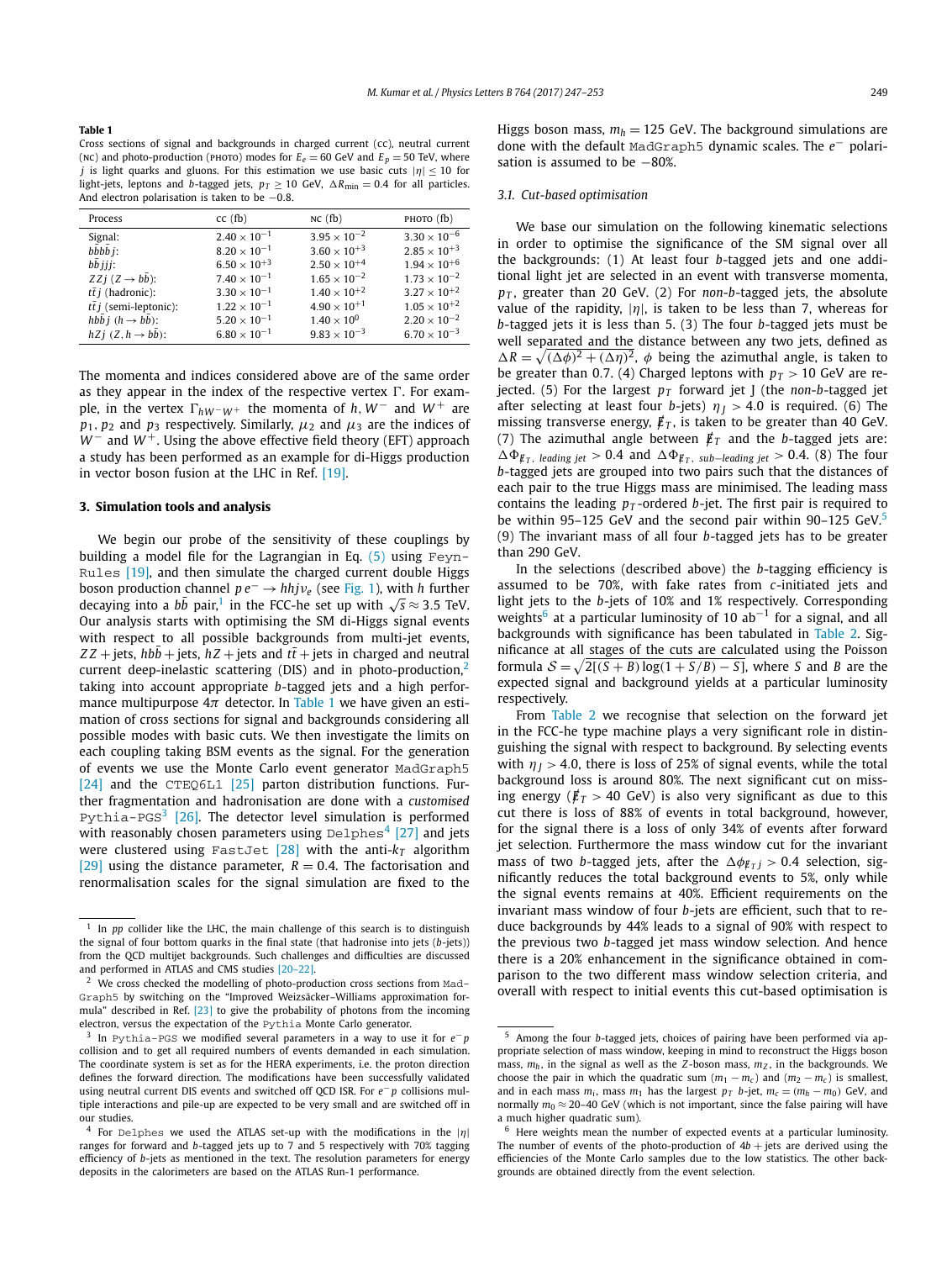**Table 1**
Cross sections of signal and backgrounds in charged current (CC), neutral current (NC) and photo-production (PHOTO) modes for $E_e = 60$ GeV and $E_p = 50$ TeV, where $j$ is light quarks and gluons. For this estimation we use basic cuts $|\eta| \leq 10$ for light-jets, leptons and $b$-tagged jets, $p_T \geq 10$ GeV, $\Delta R_{min} = 0.4$ for all particles. And electron polarisation is taken to be $-0.8$.

| Process | CC (fb) | NC (fb) | PHOTO (fb) |
|---|---|---|---|
| Signal: | $2.40 \times 10^{-1}$ | $3.95 \times 10^{-2}$ | $3.30 \times 10^{-6}$ |
| $bbb\bar{b}j$: | $8.20 \times 10^{-1}$ | $3.60 \times 10^{+3}$ | $2.85 \times 10^{+3}$ |
| $b\bar{b}jjj$: | $6.50 \times 10^{+3}$ | $2.50 \times 10^{+4}$ | $1.94 \times 10^{+6}$ |
| $ZZj$ ($Z \to b\bar{b}$): | $7.40 \times 10^{-1}$ | $1.65 \times 10^{-2}$ | $1.73 \times 10^{-2}$ |
| $t\bar{t}j$ (hadronic): | $3.30 \times 10^{-1}$ | $1.40 \times 10^{+2}$ | $3.27 \times 10^{+2}$ |
| $t\bar{t}j$ (semi-leptonic): | $1.22 \times 10^{-1}$ | $4.90 \times 10^{+1}$ | $1.05 \times 10^{+2}$ |
| $hb\bar{b}j$ ($h \to b\bar{b}$): | $5.20 \times 10^{-1}$ | $1.40 \times 10^{0}$ | $2.20 \times 10^{-2}$ |
| $hZj$ ($Z, h \to b\bar{b}$): | $6.80 \times 10^{-1}$ | $9.83 \times 10^{-3}$ | $6.70 \times 10^{-3}$ |

The momenta and indices considered above are of the same order as they appear in the index of the respective vertex $\Gamma$. For example, in the vertex $\Gamma_{hW^-W^+}$ the momenta of $h$, $W^-$ and $W^+$ are $p_1$, $p_2$ and $p_3$ respectively. Similarly, $\mu_2$ and $\mu_3$ are the indices of $W^-$ and $W^+$. Using the above effective field theory (EFT) approach a study has been performed as an example for di-Higgs production in vector boson fusion at the LHC in Ref. [19].

## 3. Simulation tools and analysis

We begin our probe of the sensitivity of these couplings by building a model file for the Lagrangian in Eq. (5) using FeynRules [19], and then simulate the charged current double Higgs boson production channel $pe^- \to hhj\nu_e$ (see Fig. 1), with $h$ further decaying into a $b\bar{b}$ pair,[1] in the FCC-he set up with $\sqrt{s} \approx 3.5$ TeV. Our analysis starts with optimising the SM di-Higgs signal events with respect to all possible backgrounds from multi-jet events, $ZZ$ + jets, $hb\bar{b}$ + jets, $hZ$ + jets and $t\bar{t}$ + jets in charged and neutral current deep-inelastic scattering (DIS) and in photo-production,[2] taking into account appropriate $b$-tagged jets and a high performance multipurpose $4\pi$ detector. In Table 1 we have given an estimation of cross sections for signal and backgrounds considering all possible modes with basic cuts. We then investigate the limits on each coupling taking BSM events as the signal. For the generation of events we use the Monte Carlo event generator MadGraph5 [24] and the CTEQ6L1 [25] parton distribution functions. Further fragmentation and hadronisation are done with a *customised* Pythia-PGS[3] [26]. The detector level simulation is performed with reasonably chosen parameters using Delphes[4] [27] and jets were clustered using FastJet [28] with the anti-$k_T$ algorithm [29] using the distance parameter, $R = 0.4$. The factorisation and renormalisation scales for the signal simulation are fixed to the Higgs boson mass, $m_h = 125$ GeV. The background simulations are done with the default MadGraph5 dynamic scales. The $e^-$ polarisation is assumed to be $-80\%$.

### 3.1. Cut-based optimisation

We base our simulation on the following kinematic selections in order to optimise the significance of the SM signal over all the backgrounds: (1) At least four $b$-tagged jets and one additional light jet are selected in an event with transverse momenta, $p_T$, greater than 20 GeV. (2) For *non-b*-tagged jets, the absolute value of the rapidity, $|\eta|$, is taken to be less than 7, whereas for $b$-tagged jets it is less than 5. (3) The four $b$-tagged jets must be well separated and the distance between any two jets, defined as $\Delta R = \sqrt{(\Delta\phi)^2 + (\Delta\eta)^2}$, $\phi$ being the azimuthal angle, is taken to be greater than 0.7. (4) Charged leptons with $p_T > 10$ GeV are rejected. (5) For the largest $p_T$ forward jet J (the *non-b*-tagged jet after selecting at least four $b$-jets) $\eta_J > 4.0$ is required. (6) The missing transverse energy, $\not{E}_T$, is taken to be greater than 40 GeV. (7) The azimuthal angle between $\not{E}_T$ and the $b$-tagged jets are: $\Delta\Phi_{\not{E}_T,\ leading\ jet} > 0.4$ and $\Delta\Phi_{\not{E}_T,\ sub-leading\ jet} > 0.4$. (8) The four $b$-tagged jets are grouped into two pairs such that the distances of each pair to the true Higgs mass are minimised. The leading mass contains the leading $p_T$-ordered $b$-jet. The first pair is required to be within 95–125 GeV and the second pair within 90–125 GeV.[5] (9) The invariant mass of all four $b$-tagged jets has to be greater than 290 GeV.

In the selections (described above) the $b$-tagging efficiency is assumed to be 70%, with fake rates from $c$-initiated jets and light jets to the $b$-jets of 10% and 1% respectively. Corresponding weights[6] at a particular luminosity of 10 ab$^{-1}$ for a signal, and all backgrounds with significance has been tabulated in Table 2. Significance at all stages of the cuts are calculated using the Poisson formula $\mathcal{S} = \sqrt{2[(S+B)\log(1+S/B) - S]}$, where $S$ and $B$ are the expected signal and background yields at a particular luminosity respectively.

From Table 2 we recognise that selection on the forward jet in the FCC-he type machine plays a very significant role in distinguishing the signal with respect to background. By selecting events with $\eta_J > 4.0$, there is loss of 25% of signal events, while the total background loss is around 80%. The next significant cut on missing energy ($\not{E}_T > 40$ GeV) is also very significant as due to this cut there is loss of 88% of events in total background, however, for the signal there is a loss of only 34% of events after forward jet selection. Furthermore the mass window cut for the invariant mass of two $b$-tagged jets, after the $\Delta\phi_{\not{E}_T j} > 0.4$ selection, significantly reduces the total background events to 5%, only while the signal events remains at 40%. Efficient requirements on the invariant mass window of four $b$-jets are efficient, such that to reduce backgrounds by 44% leads to a signal of 90% with respect to the previous two $b$-tagged jet mass window selection. And hence there is a 20% enhancement in the significance obtained in comparison to the two different mass window selection criteria, and overall with respect to initial events this cut-based optimisation is

---

[1] In $pp$ collider like the LHC, the main challenge of this search is to distinguish the signal of four bottom quarks in the final state (that hadronise into jets ($b$-jets)) from the QCD multijet backgrounds. Such challenges and difficulties are discussed and performed in ATLAS and CMS studies [20–22].

[2] We cross checked the modelling of photo-production cross sections from MadGraph5 by switching on the "Improved Weizsäcker–Williams approximation formula" described in Ref. [23] to give the probability of photons from the incoming electron, versus the expectation of the Pythia Monte Carlo generator.

[3] In Pythia-PGS we modified several parameters in a way to use it for $e^-p$ collision and to get all required numbers of events demanded in each simulation. The coordinate system is set as for the HERA experiments, i.e. the proton direction defines the forward direction. The modifications have been successfully validated using neutral current DIS events and switched off QCD ISR. For $e^-p$ collisions multiple interactions and pile-up are expected to be very small and are switched off in our studies.

[4] For Delphes we used the ATLAS set-up with the modifications in the $|\eta|$ ranges for forward and $b$-tagged jets up to 7 and 5 respectively with 70% tagging efficiency of $b$-jets as mentioned in the text. The resolution parameters for energy deposits in the calorimeters are based on the ATLAS Run-1 performance.

[5] Among the four $b$-tagged jets, choices of pairing have been performed via appropriate selection of mass window, keeping in mind to reconstruct the Higgs boson mass, $m_h$, in the signal as well as the $Z$-boson mass, $m_Z$, in the backgrounds. We choose the pair in which the quadratic sum $(m_1 - m_c)$ and $(m_2 - m_c)$ is smallest, and in each mass $m_i$, mass $m_1$ has the largest $p_T$ $b$-jet, $m_c = (m_h - m_0)$ GeV, and normally $m_0 \approx 20$–40 GeV (which is not important, since the false pairing will have a much higher quadratic sum).

[6] Here weights mean the number of expected events at a particular luminosity. The number of events of the photo-production of $4b$ + jets are derived using the efficiencies of the Monte Carlo samples due to the low statistics. The other backgrounds are obtained directly from the event selection.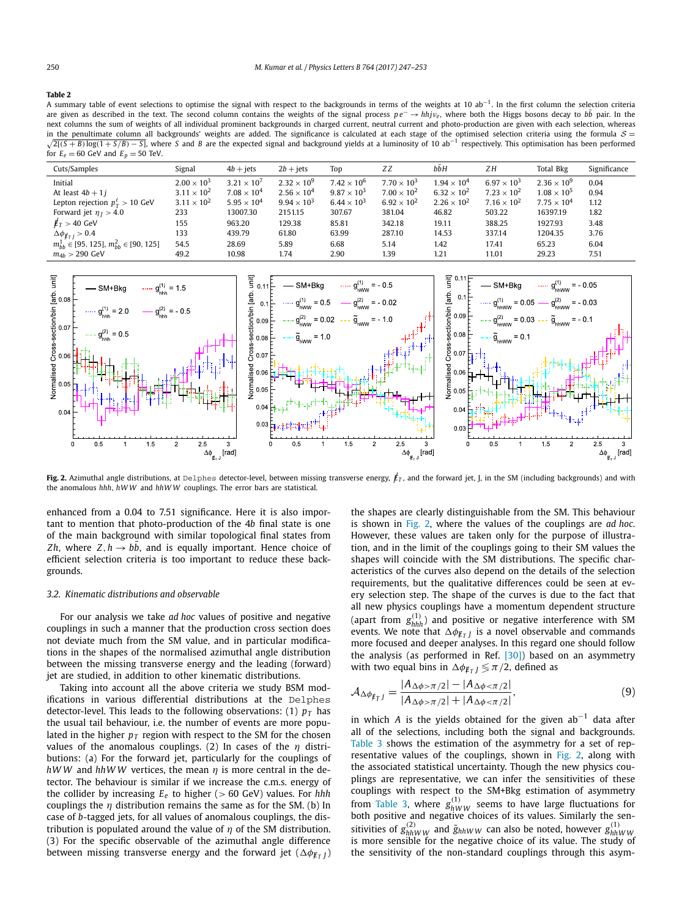**Table 2**

A summary table of event selections to optimise the signal with respect to the backgrounds in terms of the weights at 10 ab$^{-1}$. In the first column the selection criteria are given as described in the text. The second column contains the weights of the signal process $pe^- \to hhj\nu_e$, where both the Higgs bosons decay to $b\bar{b}$ pair. In the next columns the sum of weights of all individual prominent backgrounds in charged current, neutral current and photo-production are given with each selection, whereas in the penultimate column all backgrounds' weights are added. The significance is calculated at each stage of the optimised selection criteria using the formula $\mathcal{S} = \sqrt{2[(S+B)\log(1+S/B) - S]}$, where $S$ and $B$ are the expected signal and background yields at a luminosity of 10 ab$^{-1}$ respectively. This optimisation has been performed for $E_e = 60$ GeV and $E_p = 50$ TeV.

| Cuts/Samples | Signal | $4b$ + jets | $2b$ + jets | Top | $ZZ$ | $b\bar{b}H$ | $ZH$ | Total Bkg | Significance |
|---|---|---|---|---|---|---|---|---|---|
| Initial | $2.00 \times 10^3$ | $3.21 \times 10^7$ | $2.32 \times 10^9$ | $7.42 \times 10^6$ | $7.70 \times 10^3$ | $1.94 \times 10^4$ | $6.97 \times 10^3$ | $2.36 \times 10^9$ | 0.04 |
| At least $4b + 1j$ | $3.11 \times 10^2$ | $7.08 \times 10^4$ | $2.56 \times 10^4$ | $9.87 \times 10^3$ | $7.00 \times 10^2$ | $6.32 \times 10^2$ | $7.23 \times 10^2$ | $1.08 \times 10^5$ | 0.94 |
| Lepton rejection $p_T^\ell > 10$ GeV | $3.11 \times 10^2$ | $5.95 \times 10^4$ | $9.94 \times 10^3$ | $6.44 \times 10^3$ | $6.92 \times 10^2$ | $2.26 \times 10^2$ | $7.16 \times 10^2$ | $7.75 \times 10^4$ | 1.12 |
| Forward jet $\eta_J > 4.0$ | 233 | 13007.30 | 2151.15 | 307.67 | 381.04 | 46.82 | 503.22 | 16397.19 | 1.82 |
| $\not{E}_T > 40$ GeV | 155 | 963.20 | 129.38 | 85.81 | 342.18 | 19.11 | 388.25 | 1927.93 | 3.48 |
| $\Delta\phi_{\not{E}_T j} > 0.4$ | 133 | 439.79 | 61.80 | 63.99 | 287.10 | 14.53 | 337.14 | 1204.35 | 3.76 |
| $m_{bb}^1 \in [95, 125]$, $m_{bb}^2 \in [90, 125]$ | 54.5 | 28.69 | 5.89 | 6.68 | 5.14 | 1.42 | 17.41 | 65.23 | 6.04 |
| $m_{4b} > 290$ GeV | 49.2 | 10.98 | 1.74 | 2.90 | 1.39 | 1.21 | 11.01 | 29.23 | 7.51 |

**Fig. 2.** Azimuthal angle distributions, at Delphes detector-level, between missing transverse energy, $\not{E}_T$, and the forward jet, J, in the SM (including backgrounds) and with the anomalous $hhh$, $hWW$ and $hhWW$ couplings. The error bars are statistical.

enhanced from a 0.04 to 7.51 significance. Here it is also important to mention that photo-production of the $4b$ final state is one of the main background with similar topological final states from $Zh$, where $Z, h \to b\bar{b}$, and is equally important. Hence choice of efficient selection criteria is too important to reduce these backgrounds.

### 3.2. Kinematic distributions and observable

For our analysis we take *ad hoc* values of positive and negative couplings in such a manner that the production cross section does not deviate much from the SM value, and in particular modifications in the shapes of the normalised azimuthal angle distribution between the missing transverse energy and the leading (forward) jet are studied, in addition to other kinematic distributions.

Taking into account all the above criteria we study BSM modifications in various differential distributions at the Delphes detector-level. This leads to the following observations: (1) $p_T$ has the usual tail behaviour, i.e. the number of events are more populated in the higher $p_T$ region with respect to the SM for the chosen values of the anomalous couplings. (2) In cases of the $\eta$ distributions: (a) For the forward jet, particularly for the couplings of $hWW$ and $hhWW$ vertices, the mean $\eta$ is more central in the detector. The behaviour is similar if we increase the c.m.s. energy of the collider by increasing $E_e$ to higher ($> 60$ GeV) values. For $hhh$ couplings the $\eta$ distribution remains the same as for the SM. (b) In case of $b$-tagged jets, for all values of anomalous couplings, the distribution is populated around the value of $\eta$ of the SM distribution. (3) For the specific observable of the azimuthal angle difference between missing transverse energy and the forward jet ($\Delta\phi_{\not{E}_T J}$) the shapes are clearly distinguishable from the SM. This behaviour is shown in Fig. 2, where the values of the couplings are *ad hoc*. However, these values are taken only for the purpose of illustration, and in the limit of the couplings going to their SM values the shapes will coincide with the SM distributions. The specific characteristics of the curves also depend on the details of the selection requirements, but the qualitative differences could be seen at every selection step. The shape of the curves is due to the fact that all new physics couplings have a momentum dependent structure (apart from $g_{hhh}^{(1)}$) and positive or negative interference with SM events. We note that $\Delta\phi_{\not{E}_T J}$ is a novel observable and commands more focused and deeper analyses. In this regard one should follow the analysis (as performed in Ref. [30]) based on an asymmetry with two equal bins in $\Delta\phi_{\not{E}_T J} \lessgtr \pi/2$, defined as

$$\mathcal{A}_{\Delta\phi_{\not{E}_T J}} = \frac{|A_{\Delta\phi > \pi/2}| - |A_{\Delta\phi < \pi/2}|}{|A_{\Delta\phi > \pi/2}| + |A_{\Delta\phi < \pi/2}|}, \tag{9}$$

in which $A$ is the yields obtained for the given ab$^{-1}$ data after all of the selections, including both the signal and backgrounds. Table 3 shows the estimation of the asymmetry for a set of representative values of the couplings, shown in Fig. 2, along with the associated statistical uncertainty. Though the new physics couplings are representative, we can infer the sensitivities of these couplings with respect to the SM+Bkg estimation of asymmetry from Table 3, where $g_{hWW}^{(1)}$ seems to have large fluctuations for both positive and negative choices of its values. Similarly the sensitivities of $g_{hhWW}^{(2)}$ and $\tilde{g}_{hhWW}$ can also be noted, however $g_{hhWW}^{(1)}$ is more sensible for the negative choice of its value. The study of the sensitivity of the non-standard couplings through this asym-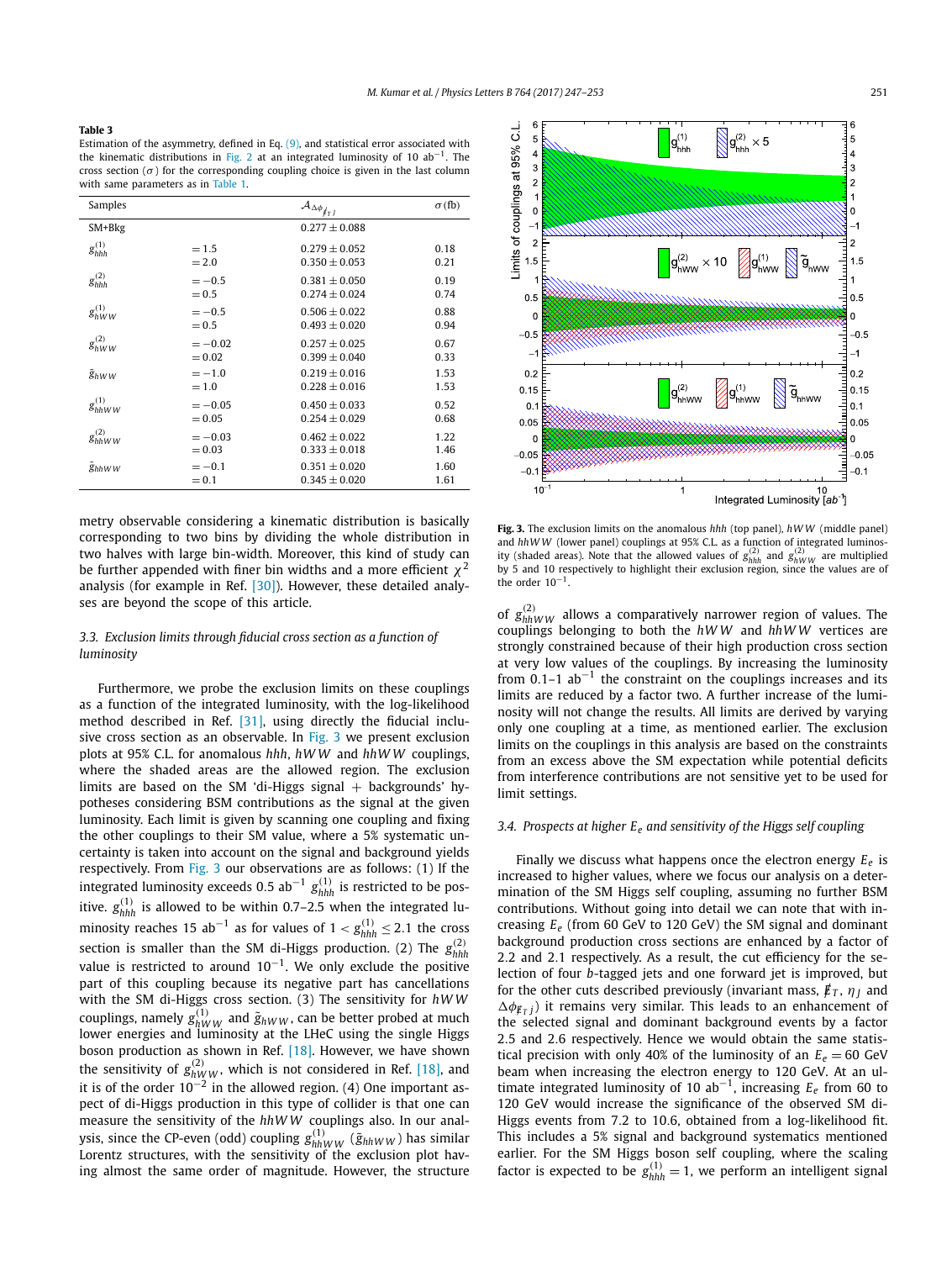**Table 3**

Estimation of the asymmetry, defined in Eq. (9), and statistical error associated with the kinematic distributions in Fig. 2 at an integrated luminosity of 10 ab$^{-1}$. The cross section ($\sigma$) for the corresponding coupling choice is given in the last column with same parameters as in Table 1.

| Samples | | $\mathcal{A}_{\Delta\phi_{\not{E}_T J}}$ | $\sigma$ (fb) |
|---|---|---|---|
| SM+Bkg | | $0.277 \pm 0.088$ | |
| $g^{(1)}_{hhh}$ | $= 1.5$ | $0.279 \pm 0.052$ | 0.18 |
| | $= 2.0$ | $0.350 \pm 0.053$ | 0.21 |
| $g^{(2)}_{hhh}$ | $= -0.5$ | $0.381 \pm 0.050$ | 0.19 |
| | $= 0.5$ | $0.274 \pm 0.024$ | 0.74 |
| $g^{(1)}_{hWW}$ | $= -0.5$ | $0.506 \pm 0.022$ | 0.88 |
| | $= 0.5$ | $0.493 \pm 0.020$ | 0.94 |
| $g^{(2)}_{hWW}$ | $= -0.02$ | $0.257 \pm 0.025$ | 0.67 |
| | $= 0.02$ | $0.399 \pm 0.040$ | 0.33 |
| $\tilde{g}_{hWW}$ | $= -1.0$ | $0.219 \pm 0.016$ | 1.53 |
| | $= 1.0$ | $0.228 \pm 0.016$ | 1.53 |
| $g^{(1)}_{hhWW}$ | $= -0.05$ | $0.450 \pm 0.033$ | 0.52 |
| | $= 0.05$ | $0.254 \pm 0.029$ | 0.68 |
| $g^{(2)}_{hhWW}$ | $= -0.03$ | $0.462 \pm 0.022$ | 1.22 |
| | $= 0.03$ | $0.333 \pm 0.018$ | 1.46 |
| $\tilde{g}_{hhWW}$ | $= -0.1$ | $0.351 \pm 0.020$ | 1.60 |
| | $= 0.1$ | $0.345 \pm 0.020$ | 1.61 |

metry observable considering a kinematic distribution is basically corresponding to two bins by dividing the whole distribution in two halves with large bin-width. Moreover, this kind of study can be further appended with finer bin widths and a more efficient $\chi^2$ analysis (for example in Ref. [30]). However, these detailed analyses are beyond the scope of this article.

### 3.3. Exclusion limits through fiducial cross section as a function of luminosity

Furthermore, we probe the exclusion limits on these couplings as a function of the integrated luminosity, with the log-likelihood method described in Ref. [31], using directly the fiducial inclusive cross section as an observable. In Fig. 3 we present exclusion plots at 95% C.L. for anomalous $hhh$, $hWW$ and $hhWW$ couplings, where the shaded areas are the allowed region. The exclusion limits are based on the SM 'di-Higgs signal + backgrounds' hypotheses considering BSM contributions as the signal at the given luminosity. Each limit is given by scanning one coupling and fixing the other couplings to their SM value, where a 5% systematic uncertainty is taken into account on the signal and background yields respectively. From Fig. 3 our observations are as follows: (1) If the integrated luminosity exceeds 0.5 ab$^{-1}$ $g^{(1)}_{hhh}$ is restricted to be positive. $g^{(1)}_{hhh}$ is allowed to be within 0.7–2.5 when the integrated luminosity reaches 15 ab$^{-1}$ as for values of $1 < g^{(1)}_{hhh} \leq 2.1$ the cross section is smaller than the SM di-Higgs production. (2) The $g^{(2)}_{hhh}$ value is restricted to around $10^{-1}$. We only exclude the positive part of this coupling because its negative part has cancellations with the SM di-Higgs cross section. (3) The sensitivity for $hWW$ couplings, namely $g^{(1)}_{hWW}$ and $\tilde{g}_{hWW}$, can be better probed at much lower energies and luminosity at the LHeC using the single Higgs boson production as shown in Ref. [18]. However, we have shown the sensitivity of $g^{(2)}_{hWW}$, which is not considered in Ref. [18], and it is of the order $10^{-2}$ in the allowed region. (4) One important aspect of di-Higgs production in this type of collider is that one can measure the sensitivity of the $hhWW$ couplings also. In our analysis, since the CP-even (odd) coupling $g^{(1)}_{hhWW}$ ($\tilde{g}_{hhWW}$) has similar Lorentz structures, with the sensitivity of the exclusion plot having almost the same order of magnitude. However, the structure of $g^{(2)}_{hhWW}$ allows a comparatively narrower region of values. The couplings belonging to both the $hWW$ and $hhWW$ vertices are strongly constrained because of their high production cross section at very low values of the couplings. By increasing the luminosity from 0.1–1 ab$^{-1}$ the constraint on the couplings increases and its limits are reduced by a factor two. A further increase of the luminosity will not change the results. All limits are derived by varying only one coupling at a time, as mentioned earlier. The exclusion limits on the couplings in this analysis are based on the constraints from an excess above the SM expectation while potential deficits from interference contributions are not sensitive yet to be used for limit settings.

**Fig. 3.** The exclusion limits on the anomalous $hhh$ (top panel), $hWW$ (middle panel) and $hhWW$ (lower panel) couplings at 95% C.L. as a function of integrated luminosity (shaded areas). Note that the allowed values of $g^{(2)}_{hhh}$ and $g^{(2)}_{hWW}$ are multiplied by 5 and 10 respectively to highlight their exclusion region, since the values are of the order $10^{-1}$.

### 3.4. Prospects at higher $E_e$ and sensitivity of the Higgs self coupling

Finally we discuss what happens once the electron energy $E_e$ is increased to higher values, where we focus our analysis on a determination of the SM Higgs self coupling, assuming no further BSM contributions. Without going into detail we can note that with increasing $E_e$ (from 60 GeV to 120 GeV) the SM signal and dominant background production cross sections are enhanced by a factor of 2.2 and 2.1 respectively. As a result, the cut efficiency for the selection of four $b$-tagged jets and one forward jet is improved, but for the other cuts described previously (invariant mass, $\not{E}_T$, $\eta_J$ and $\Delta\phi_{\not{E}_T j}$) it remains very similar. This leads to an enhancement of the selected signal and dominant background events by a factor 2.5 and 2.6 respectively. Hence we would obtain the same statistical precision with only 40% of the luminosity of an $E_e = 60$ GeV beam when increasing the electron energy to 120 GeV. At an ultimate integrated luminosity of 10 ab$^{-1}$, increasing $E_e$ from 60 to 120 GeV would increase the significance of the observed SM di-Higgs events from 7.2 to 10.6, obtained from a log-likelihood fit. This includes a 5% signal and background systematics mentioned earlier. For the SM Higgs boson self coupling, where the scaling factor is expected to be $g^{(1)}_{hhh} = 1$, we perform an intelligent signal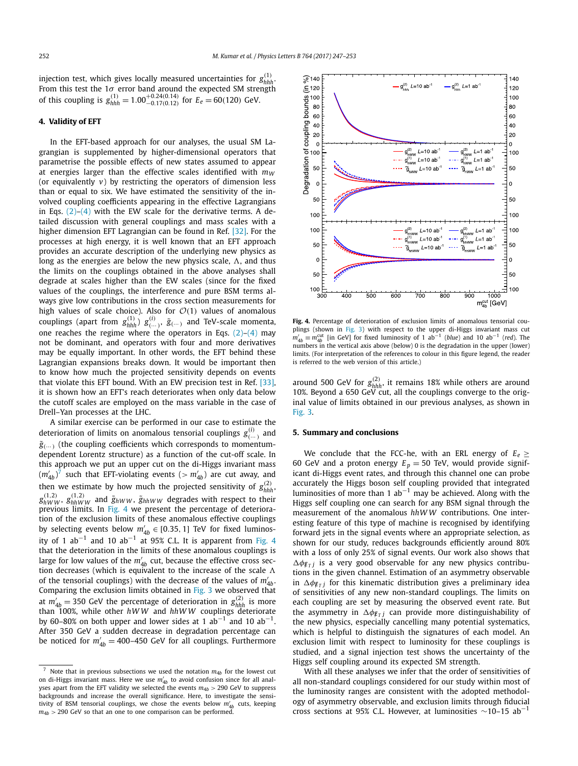injection test, which gives locally measured uncertainties for $g^{(1)}_{hhh}$. From this test the 1$\sigma$ error band around the expected SM strength of this coupling is $g^{(1)}_{hhh} = 1.00^{+0.24(0.14)}_{-0.17(0.12)}$ for $E_e = 60(120)$ GeV.

## 4. Validity of EFT

In the EFT-based approach for our analyses, the usual SM Lagrangian is supplemented by higher-dimensional operators that parametrise the possible effects of new states assumed to appear at energies larger than the effective scales identified with $m_W$ (or equivalently $v$) by restricting the operators of dimension less than or equal to six. We have estimated the sensitivity of the involved coupling coefficients appearing in the effective Lagrangians in Eqs. (2)–(4) with the EW scale for the derivative terms. A detailed discussion with general couplings and mass scales with a higher dimension EFT Lagrangian can be found in Ref. [32]. For the processes at high energy, it is well known that an EFT approach provides an accurate description of the underlying new physics as long as the energies are below the new physics scale, $\Lambda$, and thus the limits on the couplings obtained in the above analyses shall degrade at scales higher than the EW scales (since for the fixed values of the couplings, the interference and pure BSM terms always give low contributions in the cross section measurements for high values of scale choice). Also for $\mathcal{O}(1)$ values of anomalous couplings (apart from $g^{(1)}_{hhh}$) $g^{(i)}_{(\dots)}$, $\tilde{g}_{(\dots)}$ and TeV-scale momenta, one reaches the regime where the operators in Eqs. (2)–(4) may not be dominant, and operators with four and more derivatives may be equally important. In other words, the EFT behind these Lagrangian expansions breaks down. It would be important then to know how much the projected sensitivity depends on events that violate this EFT bound. With an EW precision test in Ref. [33], it is shown how an EFT's reach deteriorates when only data below the cutoff scales are employed on the mass variable in the case of Drell–Yan processes at the LHC.

A similar exercise can be performed in our case to estimate the deterioration of limits on anomalous tensorial couplings $g^{(i)}_{(\dots)}$ and $\tilde{g}_{(\dots)}$ (the coupling coefficients which corresponds to momentum-dependent Lorentz structure) as a function of the cut-off scale. In this approach we put an upper cut on the di-Higgs invariant mass ($m'_{4b}$)[7] such that EFT-violating events ($> m'_{4b}$) are cut away, and then we estimate by how much the projected sensitivity of $g^{(2)}_{hhh}$, $g^{(1,2)}_{hWW}$, $g^{(1,2)}_{hhWW}$ and $\tilde{g}_{hWW}$, $\tilde{g}_{hhWW}$ degrades with respect to their previous limits. In Fig. 4 we present the percentage of deterioration of the exclusion limits of these anomalous effective couplings by selecting events below $m'_{4b} \in [0.35, 1]$ TeV for fixed luminosity of 1 ab$^{-1}$ and 10 ab$^{-1}$ at 95% C.L. It is apparent from Fig. 4 that the deterioration in the limits of these anomalous couplings is large for low values of the $m'_{4b}$ cut, because the effective cross section decreases (which is equivalent to the increase of the scale $\Lambda$ of the tensorial couplings) with the decrease of the values of $m'_{4b}$. Comparing the exclusion limits obtained in Fig. 3 we observed that at $m'_{4b} = 350$ GeV the percentage of deterioration in $g^{(2)}_{hhh}$ is more than 100%, while other $hWW$ and $hhWW$ couplings deteriorate by 60–80% on both upper and lower sides at 1 ab$^{-1}$ and 10 ab$^{-1}$. After 350 GeV a sudden decrease in degradation percentage can be noticed for $m'_{4b} = 400$–450 GeV for all couplings. Furthermore around 500 GeV for $g^{(2)}_{hhh}$, it remains 18% while others are around 10%. Beyond a 650 GeV cut, all the couplings converge to the original value of limits obtained in our previous analyses, as shown in Fig. 3.

**Fig. 4.** Percentage of deterioration of exclusion limits of anomalous tensorial couplings (shown in Fig. 3) with respect to the upper di-Higgs invariant mass cut $m'_{4b} \equiv m^{\rm cut}_{4b}$ [in GeV] for fixed luminosity of 1 ab$^{-1}$ (*blue*) and 10 ab$^{-1}$ (*red*). The numbers in the vertical axis above (below) 0 is the degradation in the upper (lower) limits. (For interpretation of the references to colour in this figure legend, the reader is referred to the web version of this article.)

## 5. Summary and conclusions

We conclude that the FCC-he, with an ERL energy of $E_e \geq$ 60 GeV and a proton energy $E_p = 50$ TeV, would provide significant di-Higgs event rates, and through this channel one can probe accurately the Higgs boson self coupling provided that integrated luminosities of more than 1 ab$^{-1}$ may be achieved. Along with the Higgs self coupling one can search for any BSM signal through the measurement of the anomalous $hhWW$ contributions. One interesting feature of this type of machine is recognised by identifying forward jets in the signal events where an appropriate selection, as shown for our study, reduces backgrounds efficiently around 80% with a loss of only 25% of signal events. Our work also shows that $\Delta\phi_{\not{E}_T j}$ is a very good observable for any new physics contributions in the given channel. Estimation of an asymmetry observable in $\Delta\phi_{\not{E}_T j}$ for this kinematic distribution gives a preliminary idea of sensitivities of any new non-standard couplings. The limits on each coupling are set by measuring the observed event rate. But the asymmetry in $\Delta\phi_{\not{E}_T j}$ can provide more distinguishability of the new physics, especially cancelling many potential systematics, which is helpful to distinguish the signatures of each model. An exclusion limit with respect to luminosity for these couplings is studied, and a signal injection test shows the uncertainty of the Higgs self coupling around its expected SM strength.

With all these analyses we infer that the order of sensitivities of all non-standard couplings considered for our study within most of the luminosity ranges are consistent with the adopted methodology of asymmetry observable, and exclusion limits through fiducial cross sections at 95% C.L. However, at luminosities ~10–15 ab$^{-1}$

---

[7] Note that in previous subsections we used the notation $m_{4b}$ for the lowest cut on di-Higgs invariant mass. Here we use $m'_{4b}$ to avoid confusion since for all analyses apart from the EFT validity we selected the events $m_{4b} > 290$ GeV to suppress backgrounds and increase the overall significance. Here, to investigate the sensitivity of BSM tensorial couplings, we chose the events below $m'_{4b}$ cuts, keeping $m_{4b} > 290$ GeV so that an one to one comparison can be performed.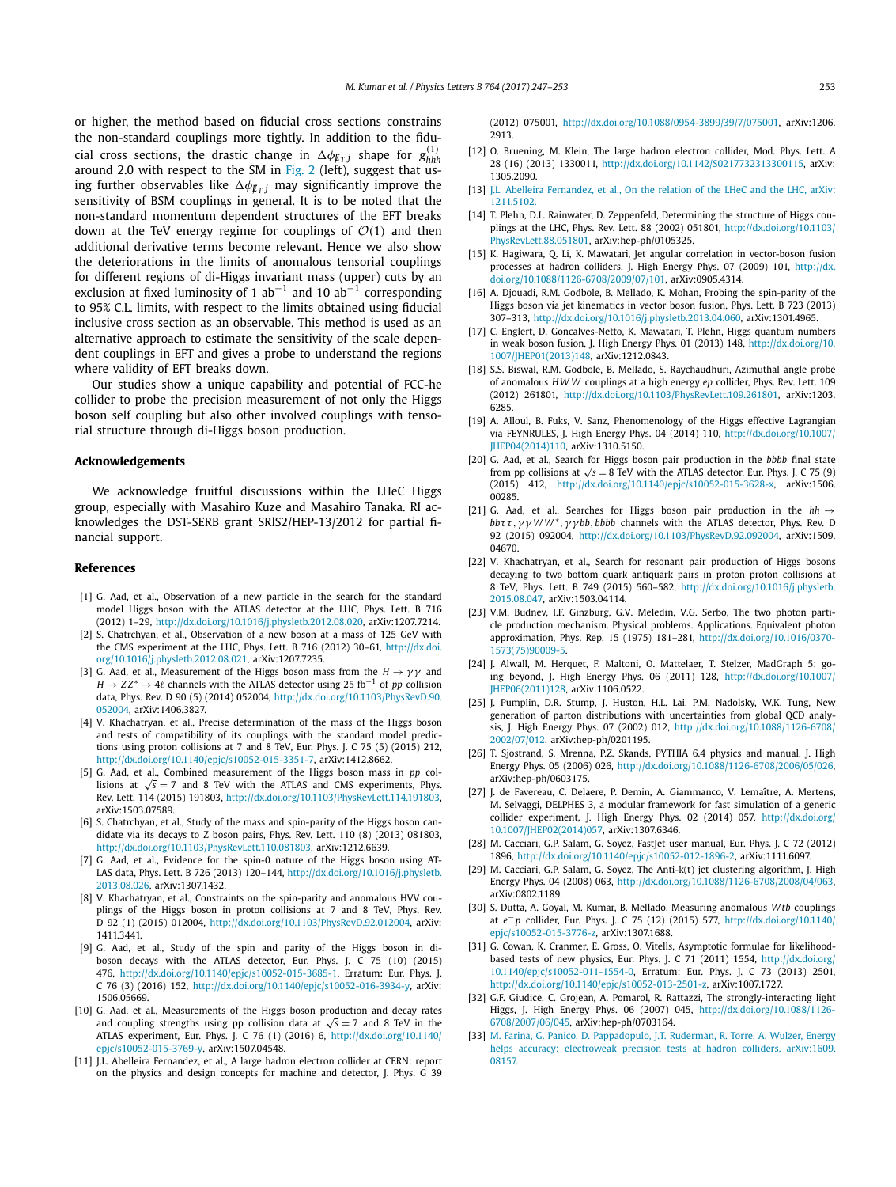or higher, the method based on fiducial cross sections constrains the non-standard couplings more tightly. In addition to the fiducial cross sections, the drastic change in $\Delta\phi_{\not{E}_T j}$ shape for $g^{(1)}_{hhh}$ around 2.0 with respect to the SM in Fig. 2 (left), suggest that using further observables like $\Delta\phi_{\not{E}_T j}$ may significantly improve the sensitivity of BSM couplings in general. It is to be noted that the non-standard momentum dependent structures of the EFT breaks down at the TeV energy regime for couplings of $\mathcal{O}(1)$ and then additional derivative terms become relevant. Hence we also show the deteriorations in the limits of anomalous tensorial couplings for different regions of di-Higgs invariant mass (upper) cuts by an exclusion at fixed luminosity of 1 ab$^{-1}$ and 10 ab$^{-1}$ corresponding to 95% C.L. limits, with respect to the limits obtained using fiducial inclusive cross section as an observable. This method is used as an alternative approach to estimate the sensitivity of the scale dependent couplings in EFT and gives a probe to understand the regions where validity of EFT breaks down.

Our studies show a unique capability and potential of FCC-he collider to probe the precision measurement of not only the Higgs boson self coupling but also other involved couplings with tensorial structure through di-Higgs boson production.

## Acknowledgements

We acknowledge fruitful discussions within the LHeC Higgs group, especially with Masahiro Kuze and Masahiro Tanaka. RI acknowledges the DST-SERB grant SRlS2/HEP-13/2012 for partial financial support.

## References

[1] G. Aad, et al., Observation of a new particle in the search for the standard model Higgs boson with the ATLAS detector at the LHC, Phys. Lett. B 716 (2012) 1–29, http://dx.doi.org/10.1016/j.physletb.2012.08.020, arXiv:1207.7214.

[2] S. Chatrchyan, et al., Observation of a new boson at a mass of 125 GeV with the CMS experiment at the LHC, Phys. Lett. B 716 (2012) 30–61, http://dx.doi.org/10.1016/j.physletb.2012.08.021, arXiv:1207.7235.

[3] G. Aad, et al., Measurement of the Higgs boson mass from the $H \to \gamma\gamma$ and $H \to ZZ^* \to 4\ell$ channels with the ATLAS detector using 25 fb$^{-1}$ of $pp$ collision data, Phys. Rev. D 90 (5) (2014) 052004, http://dx.doi.org/10.1103/PhysRevD.90.052004, arXiv:1406.3827.

[4] V. Khachatryan, et al., Precise determination of the mass of the Higgs boson and tests of compatibility of its couplings with the standard model predictions using proton collisions at 7 and 8 TeV, Eur. Phys. J. C 75 (5) (2015) 212, http://dx.doi.org/10.1140/epjc/s10052-015-3351-7, arXiv:1412.8662.

[5] G. Aad, et al., Combined measurement of the Higgs boson mass in $pp$ collisions at $\sqrt{s} = 7$ and 8 TeV with the ATLAS and CMS experiments, Phys. Rev. Lett. 114 (2015) 191803, http://dx.doi.org/10.1103/PhysRevLett.114.191803, arXiv:1503.07589.

[6] S. Chatrchyan, et al., Study of the mass and spin-parity of the Higgs boson candidate via its decays to Z boson pairs, Phys. Rev. Lett. 110 (8) (2013) 081803, http://dx.doi.org/10.1103/PhysRevLett.110.081803, arXiv:1212.6639.

[7] G. Aad, et al., Evidence for the spin-0 nature of the Higgs boson using ATLAS data, Phys. Lett. B 726 (2013) 120–144, http://dx.doi.org/10.1016/j.physletb.2013.08.026, arXiv:1307.1432.

[8] V. Khachatryan, et al., Constraints on the spin-parity and anomalous HVV couplings of the Higgs boson in proton collisions at 7 and 8 TeV, Phys. Rev. D 92 (1) (2015) 012004, http://dx.doi.org/10.1103/PhysRevD.92.012004, arXiv:1411.3441.

[9] G. Aad, et al., Study of the spin and parity of the Higgs boson in diboson decays with the ATLAS detector, Eur. Phys. J. C 75 (10) (2015) 476, http://dx.doi.org/10.1140/epjc/s10052-015-3685-1, Erratum: Eur. Phys. J. C 76 (3) (2016) 152, http://dx.doi.org/10.1140/epjc/s10052-016-3934-y, arXiv:1506.05669.

[10] G. Aad, et al., Measurements of the Higgs boson production and decay rates and coupling strengths using pp collision data at $\sqrt{s} = 7$ and 8 TeV in the ATLAS experiment, Eur. Phys. J. C 76 (1) (2016) 6, http://dx.doi.org/10.1140/epjc/s10052-015-3769-y, arXiv:1507.04548.

[11] J.L. Abelleira Fernandez, et al., A large hadron electron collider at CERN: report on the physics and design concepts for machine and detector, J. Phys. G 39 (2012) 075001, http://dx.doi.org/10.1088/0954-3899/39/7/075001, arXiv:1206.2913.

[12] O. Bruening, M. Klein, The large hadron electron collider, Mod. Phys. Lett. A 28 (16) (2013) 1330011, http://dx.doi.org/10.1142/S0217732313300115, arXiv:1305.2090.

[13] J.L. Abelleira Fernandez, et al., On the relation of the LHeC and the LHC, arXiv:1211.5102.

[14] T. Plehn, D.L. Rainwater, D. Zeppenfeld, Determining the structure of Higgs couplings at the LHC, Phys. Rev. Lett. 88 (2002) 051801, http://dx.doi.org/10.1103/PhysRevLett.88.051801, arXiv:hep-ph/0105325.

[15] K. Hagiwara, Q. Li, K. Mawatari, Jet angular correlation in vector-boson fusion processes at hadron colliders, J. High Energy Phys. 07 (2009) 101, http://dx.doi.org/10.1088/1126-6708/2009/07/101, arXiv:0905.4314.

[16] A. Djouadi, R.M. Godbole, B. Mellado, K. Mohan, Probing the spin-parity of the Higgs boson via jet kinematics in vector boson fusion, Phys. Lett. B 723 (2013) 307–313, http://dx.doi.org/10.1016/j.physletb.2013.04.060, arXiv:1301.4965.

[17] C. Englert, D. Goncalves-Netto, K. Mawatari, T. Plehn, Higgs quantum numbers in weak boson fusion, J. High Energy Phys. 01 (2013) 148, http://dx.doi.org/10.1007/JHEP01(2013)148, arXiv:1212.0843.

[18] S.S. Biswal, R.M. Godbole, B. Mellado, S. Raychaudhuri, Azimuthal angle probe of anomalous $HWW$ couplings at a high energy $ep$ collider, Phys. Rev. Lett. 109 (2012) 261801, http://dx.doi.org/10.1103/PhysRevLett.109.261801, arXiv:1203.6285.

[19] A. Alloul, B. Fuks, V. Sanz, Phenomenology of the Higgs effective Lagrangian via FEYNRULES, J. High Energy Phys. 04 (2014) 110, http://dx.doi.org/10.1007/JHEP04(2014)110, arXiv:1310.5150.

[20] G. Aad, et al., Search for Higgs boson pair production in the $b\bar{b}b\bar{b}$ final state from pp collisions at $\sqrt{s} = 8$ TeV with the ATLAS detector, Eur. Phys. J. C 75 (9) (2015) 412, http://dx.doi.org/10.1140/epjc/s10052-015-3628-x, arXiv:1506.00285.

[21] G. Aad, et al., Searches for Higgs boson pair production in the $hh \to bb\tau\tau, \gamma\gamma WW^*, \gamma\gamma bb, bbbb$ channels with the ATLAS detector, Phys. Rev. D 92 (2015) 092004, http://dx.doi.org/10.1103/PhysRevD.92.092004, arXiv:1509.04670.

[22] V. Khachatryan, et al., Search for resonant pair production of Higgs bosons decaying to two bottom quark antiquark pairs in proton proton collisions at 8 TeV, Phys. Lett. B 749 (2015) 560–582, http://dx.doi.org/10.1016/j.physletb.2015.08.047, arXiv:1503.04114.

[23] V.M. Budnev, I.F. Ginzburg, G.V. Meledin, V.G. Serbo, The two photon particle production mechanism. Physical problems. Applications. Equivalent photon approximation, Phys. Rep. 15 (1975) 181–281, http://dx.doi.org/10.1016/0370-1573(75)90009-5.

[24] J. Alwall, M. Herquet, F. Maltoni, O. Mattelaer, T. Stelzer, MadGraph 5: going beyond, J. High Energy Phys. 06 (2011) 128, http://dx.doi.org/10.1007/JHEP06(2011)128, arXiv:1106.0522.

[25] J. Pumplin, D.R. Stump, J. Huston, H.L. Lai, P.M. Nadolsky, W.K. Tung, New generation of parton distributions with uncertainties from global QCD analysis, J. High Energy Phys. 07 (2002) 012, http://dx.doi.org/10.1088/1126-6708/2002/07/012, arXiv:hep-ph/0201195.

[26] T. Sjostrand, S. Mrenna, P.Z. Skands, PYTHIA 6.4 physics and manual, J. High Energy Phys. 05 (2006) 026, http://dx.doi.org/10.1088/1126-6708/2006/05/026, arXiv:hep-ph/0603175.

[27] J. de Favereau, C. Delaere, P. Demin, A. Giammanco, V. Lemaître, A. Mertens, M. Selvaggi, DELPHES 3, a modular framework for fast simulation of a generic collider experiment, J. High Energy Phys. 02 (2014) 057, http://dx.doi.org/10.1007/JHEP02(2014)057, arXiv:1307.6346.

[28] M. Cacciari, G.P. Salam, G. Soyez, FastJet user manual, Eur. Phys. J. C 72 (2012) 1896, http://dx.doi.org/10.1140/epjc/s10052-012-1896-2, arXiv:1111.6097.

[29] M. Cacciari, G.P. Salam, G. Soyez, The Anti-k(t) jet clustering algorithm, J. High Energy Phys. 04 (2008) 063, http://dx.doi.org/10.1088/1126-6708/2008/04/063, arXiv:0802.1189.

[30] S. Dutta, A. Goyal, M. Kumar, B. Mellado, Measuring anomalous $Wtb$ couplings at $e^-p$ collider, Eur. Phys. J. C 75 (12) (2015) 577, http://dx.doi.org/10.1140/epjc/s10052-015-3776-z, arXiv:1307.1688.

[31] G. Cowan, K. Cranmer, E. Gross, O. Vitells, Asymptotic formulae for likelihood-based tests of new physics, Eur. Phys. J. C 71 (2011) 1554, http://dx.doi.org/10.1140/epjc/s10052-011-1554-0, Erratum: Eur. Phys. J. C 73 (2013) 2501, http://dx.doi.org/10.1140/epjc/s10052-013-2501-z, arXiv:1007.1727.

[32] G.F. Giudice, C. Grojean, A. Pomarol, R. Rattazzi, The strongly-interacting light Higgs, J. High Energy Phys. 06 (2007) 045, http://dx.doi.org/10.1088/1126-6708/2007/06/045, arXiv:hep-ph/0703164.

[33] M. Farina, G. Panico, D. Pappadopulo, J.T. Ruderman, R. Torre, A. Wulzer, Energy helps accuracy: electroweak precision tests at hadron colliders, arXiv:1609.08157.